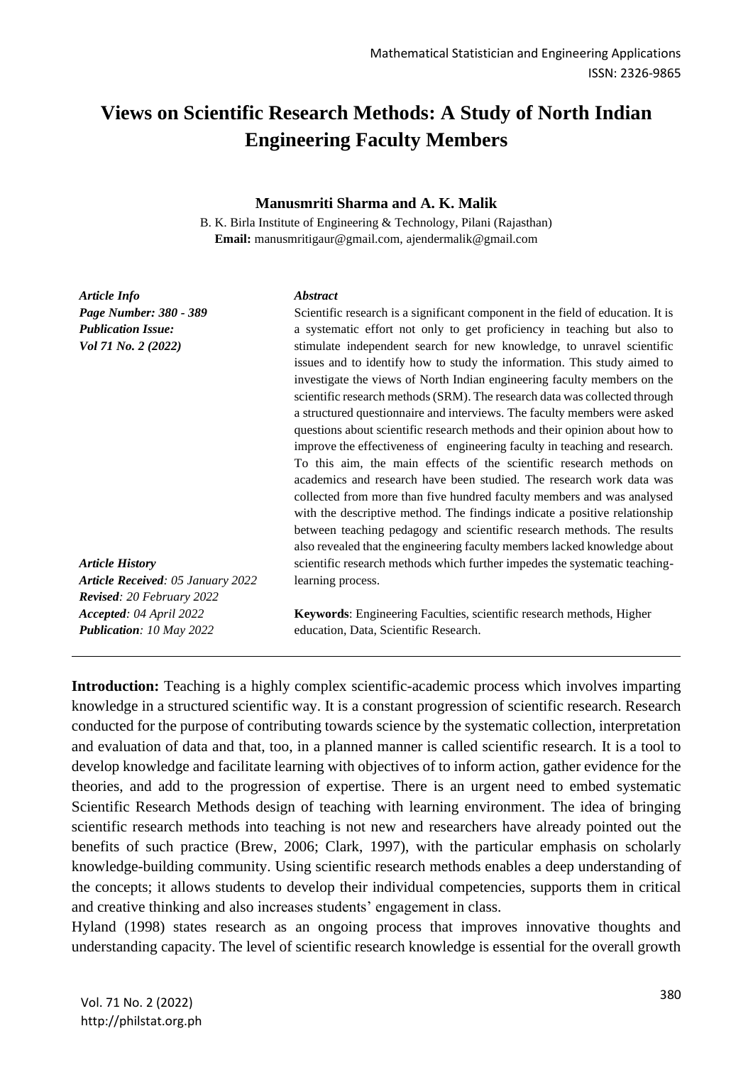# Views on Scientific Research Methods: A Study of North Indian Engineering Faculty Members

**Manusmriti Sharma and A. K. Malik**

B. K. Birla Institute of Engineering & Technology, Pilani (Rajasthan)
**Email:** manusmritigaur@gmail.com, ajendermalik@gmail.com

***Article Info***
***Page Number: 380 - 389***
***Publication Issue:***
***Vol 71 No. 2 (2022)***

***Article History***
***Article Received**: 05 January 2022*
***Revised**: 20 February 2022*
***Accepted**: 04 April 2022*
***Publication**: 10 May 2022*

***Abstract***

Scientific research is a significant component in the field of education. It is a systematic effort not only to get proficiency in teaching but also to stimulate independent search for new knowledge, to unravel scientific issues and to identify how to study the information. This study aimed to investigate the views of North Indian engineering faculty members on the scientific research methods (SRM). The research data was collected through a structured questionnaire and interviews. The faculty members were asked questions about scientific research methods and their opinion about how to improve the effectiveness of engineering faculty in teaching and research. To this aim, the main effects of the scientific research methods on academics and research have been studied. The research work data was collected from more than five hundred faculty members and was analysed with the descriptive method. The findings indicate a positive relationship between teaching pedagogy and scientific research methods. The results also revealed that the engineering faculty members lacked knowledge about scientific research methods which further impedes the systematic teaching-learning process.

**Keywords**: Engineering Faculties, scientific research methods, Higher education, Data, Scientific Research.

---

**Introduction:** Teaching is a highly complex scientific-academic process which involves imparting knowledge in a structured scientific way. It is a constant progression of scientific research. Research conducted for the purpose of contributing towards science by the systematic collection, interpretation and evaluation of data and that, too, in a planned manner is called scientific research. It is a tool to develop knowledge and facilitate learning with objectives of to inform action, gather evidence for the theories, and add to the progression of expertise. There is an urgent need to embed systematic Scientific Research Methods design of teaching with learning environment. The idea of bringing scientific research methods into teaching is not new and researchers have already pointed out the benefits of such practice (Brew, 2006; Clark, 1997), with the particular emphasis on scholarly knowledge-building community. Using scientific research methods enables a deep understanding of the concepts; it allows students to develop their individual competencies, supports them in critical and creative thinking and also increases students' engagement in class.

Hyland (1998) states research as an ongoing process that improves innovative thoughts and understanding capacity. The level of scientific research knowledge is essential for the overall growth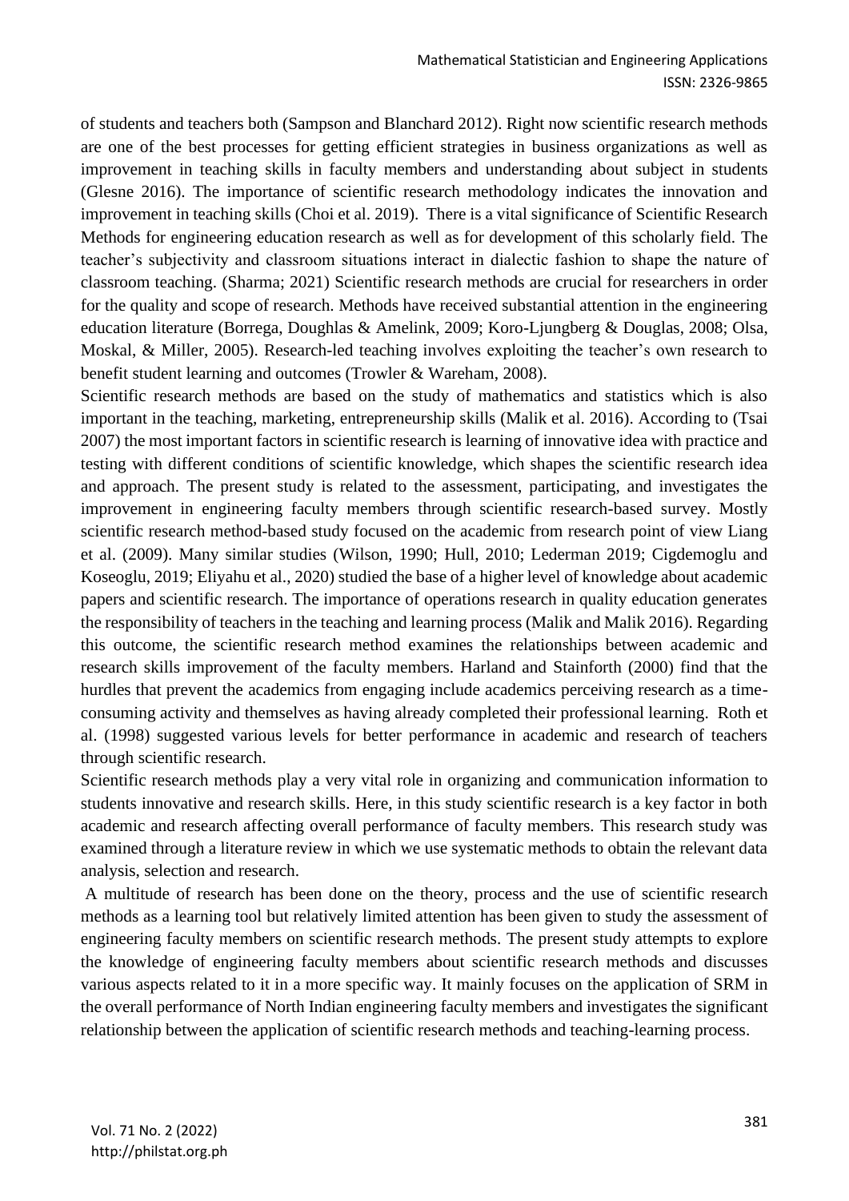of students and teachers both (Sampson and Blanchard 2012). Right now scientific research methods are one of the best processes for getting efficient strategies in business organizations as well as improvement in teaching skills in faculty members and understanding about subject in students (Glesne 2016). The importance of scientific research methodology indicates the innovation and improvement in teaching skills (Choi et al. 2019). There is a vital significance of Scientific Research Methods for engineering education research as well as for development of this scholarly field. The teacher's subjectivity and classroom situations interact in dialectic fashion to shape the nature of classroom teaching. (Sharma; 2021) Scientific research methods are crucial for researchers in order for the quality and scope of research. Methods have received substantial attention in the engineering education literature (Borrega, Doughlas & Amelink, 2009; Koro-Ljungberg & Douglas, 2008; Olsa, Moskal, & Miller, 2005). Research-led teaching involves exploiting the teacher's own research to benefit student learning and outcomes (Trowler & Wareham, 2008).

Scientific research methods are based on the study of mathematics and statistics which is also important in the teaching, marketing, entrepreneurship skills (Malik et al. 2016). According to (Tsai 2007) the most important factors in scientific research is learning of innovative idea with practice and testing with different conditions of scientific knowledge, which shapes the scientific research idea and approach. The present study is related to the assessment, participating, and investigates the improvement in engineering faculty members through scientific research-based survey. Mostly scientific research method-based study focused on the academic from research point of view Liang et al. (2009). Many similar studies (Wilson, 1990; Hull, 2010; Lederman 2019; Cigdemoglu and Koseoglu, 2019; Eliyahu et al., 2020) studied the base of a higher level of knowledge about academic papers and scientific research. The importance of operations research in quality education generates the responsibility of teachers in the teaching and learning process (Malik and Malik 2016). Regarding this outcome, the scientific research method examines the relationships between academic and research skills improvement of the faculty members. Harland and Stainforth (2000) find that the hurdles that prevent the academics from engaging include academics perceiving research as a time-consuming activity and themselves as having already completed their professional learning. Roth et al. (1998) suggested various levels for better performance in academic and research of teachers through scientific research.

Scientific research methods play a very vital role in organizing and communication information to students innovative and research skills. Here, in this study scientific research is a key factor in both academic and research affecting overall performance of faculty members. This research study was examined through a literature review in which we use systematic methods to obtain the relevant data analysis, selection and research.

A multitude of research has been done on the theory, process and the use of scientific research methods as a learning tool but relatively limited attention has been given to study the assessment of engineering faculty members on scientific research methods. The present study attempts to explore the knowledge of engineering faculty members about scientific research methods and discusses various aspects related to it in a more specific way. It mainly focuses on the application of SRM in the overall performance of North Indian engineering faculty members and investigates the significant relationship between the application of scientific research methods and teaching-learning process.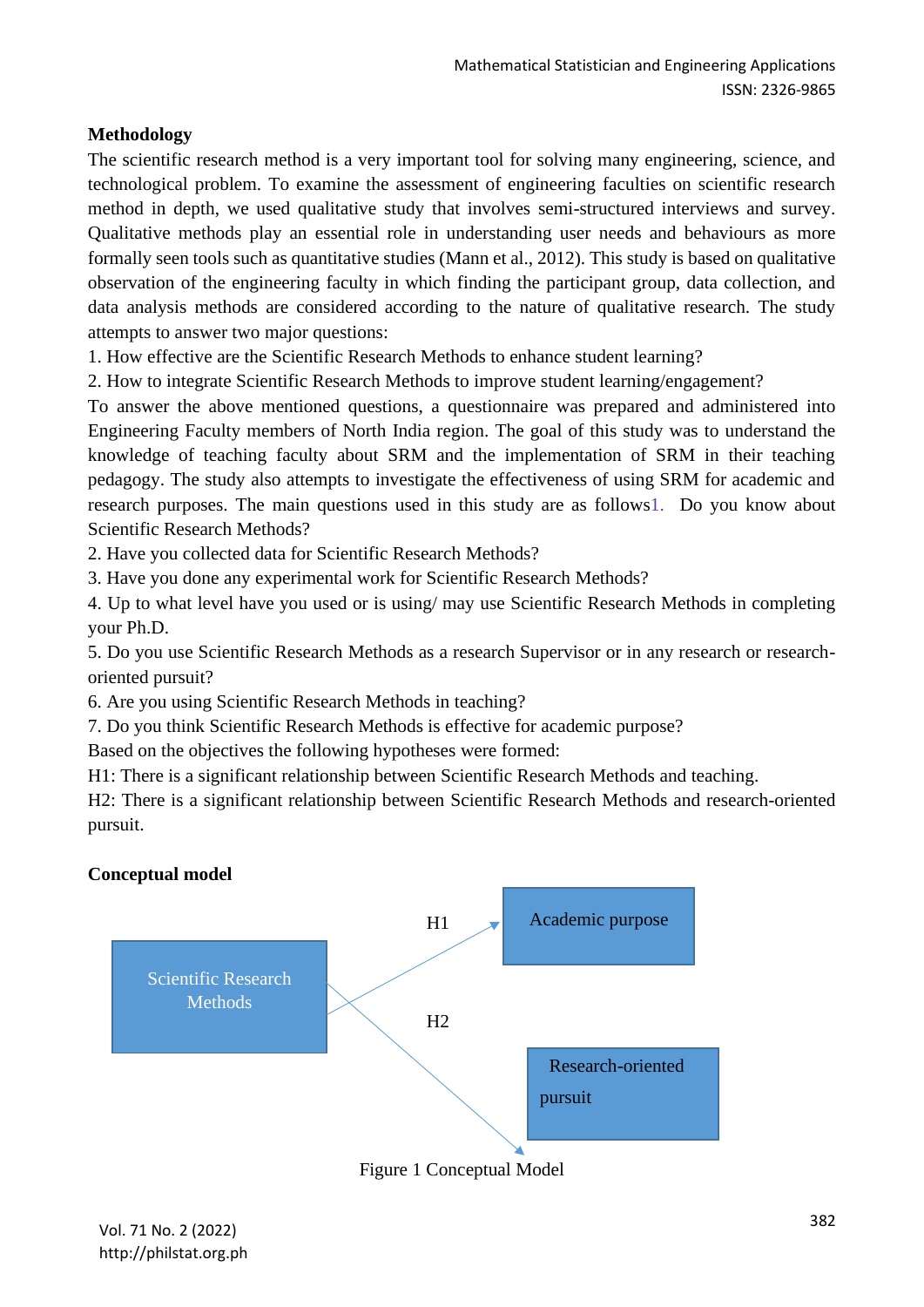**Methodology**

The scientific research method is a very important tool for solving many engineering, science, and technological problem. To examine the assessment of engineering faculties on scientific research method in depth, we used qualitative study that involves semi-structured interviews and survey. Qualitative methods play an essential role in understanding user needs and behaviours as more formally seen tools such as quantitative studies (Mann et al., 2012). This study is based on qualitative observation of the engineering faculty in which finding the participant group, data collection, and data analysis methods are considered according to the nature of qualitative research. The study attempts to answer two major questions:

1. How effective are the Scientific Research Methods to enhance student learning?
2. How to integrate Scientific Research Methods to improve student learning/engagement?

To answer the above mentioned questions, a questionnaire was prepared and administered into Engineering Faculty members of North India region. The goal of this study was to understand the knowledge of teaching faculty about SRM and the implementation of SRM in their teaching pedagogy. The study also attempts to investigate the effectiveness of using SRM for academic and research purposes. The main questions used in this study are as follows1. Do you know about Scientific Research Methods?

2. Have you collected data for Scientific Research Methods?
3. Have you done any experimental work for Scientific Research Methods?
4. Up to what level have you used or is using/ may use Scientific Research Methods in completing your Ph.D.
5. Do you use Scientific Research Methods as a research Supervisor or in any research or research-oriented pursuit?
6. Are you using Scientific Research Methods in teaching?
7. Do you think Scientific Research Methods is effective for academic purpose?

Based on the objectives the following hypotheses were formed:

H1: There is a significant relationship between Scientific Research Methods and teaching.

H2: There is a significant relationship between Scientific Research Methods and research-oriented pursuit.

**Conceptual model**

Scientific Research Methods → (H1) → Academic purpose

Scientific Research Methods → (H2) → Research-oriented pursuit

Figure 1 Conceptual Model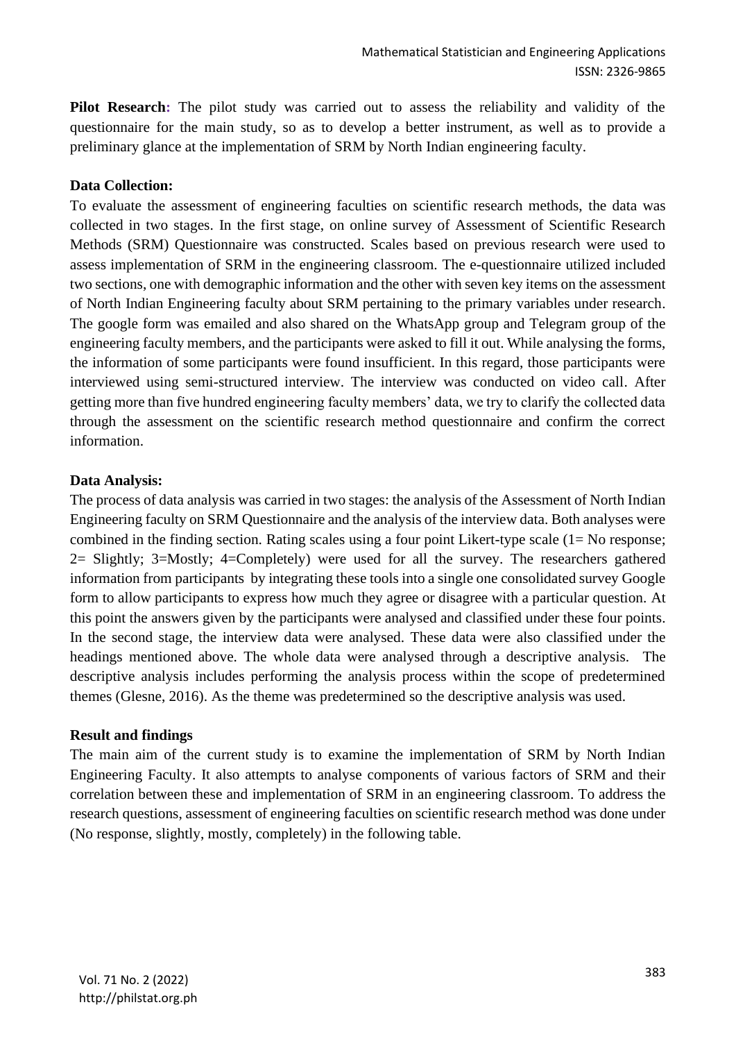**Pilot Research:** The pilot study was carried out to assess the reliability and validity of the questionnaire for the main study, so as to develop a better instrument, as well as to provide a preliminary glance at the implementation of SRM by North Indian engineering faculty.

**Data Collection:**

To evaluate the assessment of engineering faculties on scientific research methods, the data was collected in two stages. In the first stage, on online survey of Assessment of Scientific Research Methods (SRM) Questionnaire was constructed. Scales based on previous research were used to assess implementation of SRM in the engineering classroom. The e-questionnaire utilized included two sections, one with demographic information and the other with seven key items on the assessment of North Indian Engineering faculty about SRM pertaining to the primary variables under research. The google form was emailed and also shared on the WhatsApp group and Telegram group of the engineering faculty members, and the participants were asked to fill it out. While analysing the forms, the information of some participants were found insufficient. In this regard, those participants were interviewed using semi-structured interview. The interview was conducted on video call. After getting more than five hundred engineering faculty members' data, we try to clarify the collected data through the assessment on the scientific research method questionnaire and confirm the correct information.

**Data Analysis:**

The process of data analysis was carried in two stages: the analysis of the Assessment of North Indian Engineering faculty on SRM Questionnaire and the analysis of the interview data. Both analyses were combined in the finding section. Rating scales using a four point Likert-type scale (1= No response; 2= Slightly; 3=Mostly; 4=Completely) were used for all the survey. The researchers gathered information from participants by integrating these tools into a single one consolidated survey Google form to allow participants to express how much they agree or disagree with a particular question. At this point the answers given by the participants were analysed and classified under these four points. In the second stage, the interview data were analysed. These data were also classified under the headings mentioned above. The whole data were analysed through a descriptive analysis. The descriptive analysis includes performing the analysis process within the scope of predetermined themes (Glesne, 2016). As the theme was predetermined so the descriptive analysis was used.

**Result and findings**

The main aim of the current study is to examine the implementation of SRM by North Indian Engineering Faculty. It also attempts to analyse components of various factors of SRM and their correlation between these and implementation of SRM in an engineering classroom. To address the research questions, assessment of engineering faculties on scientific research method was done under (No response, slightly, mostly, completely) in the following table.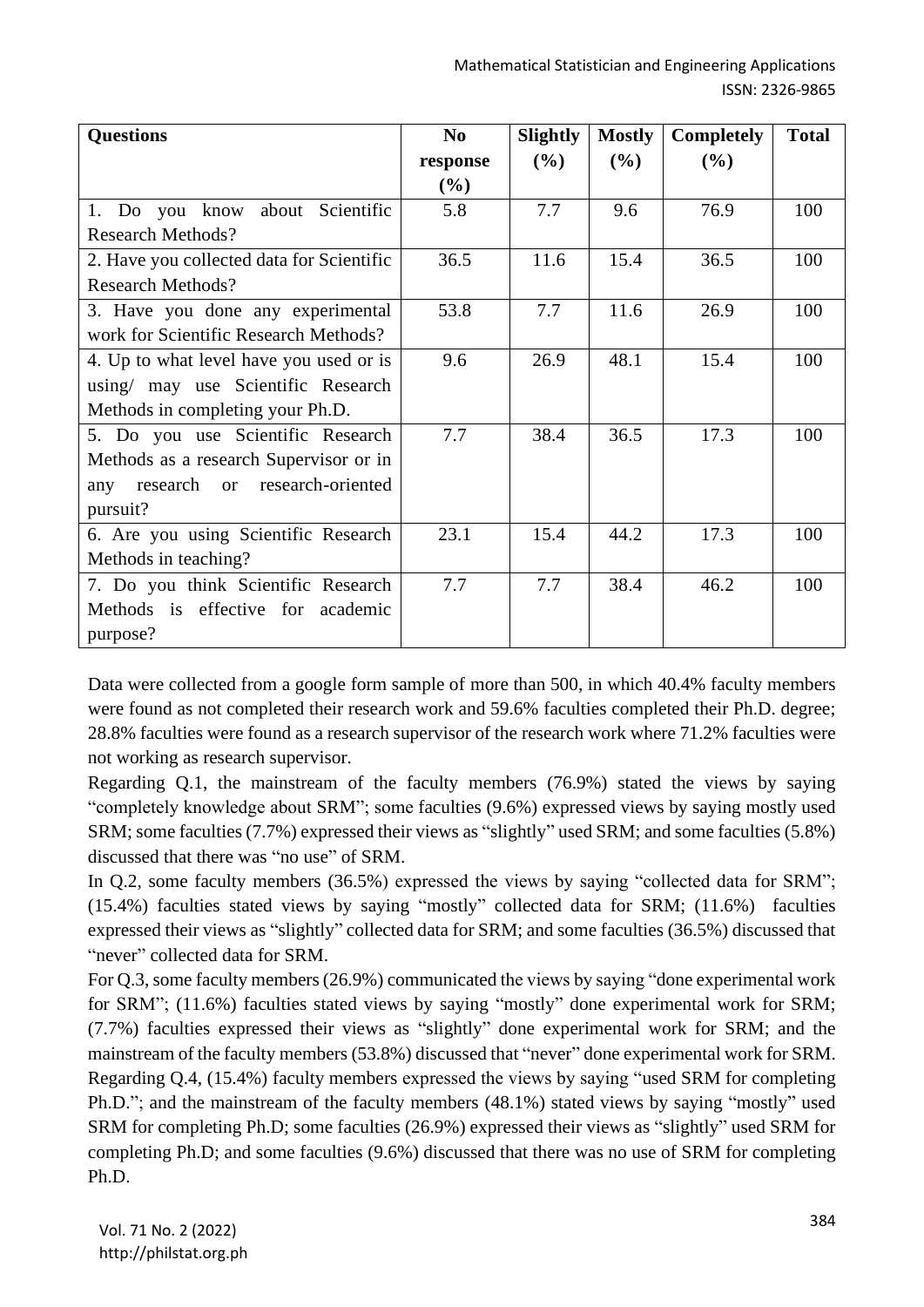| Questions | No response (%) | Slightly (%) | Mostly (%) | Completely (%) | Total |
|---|---|---|---|---|---|
| 1. Do you know about Scientific Research Methods? | 5.8 | 7.7 | 9.6 | 76.9 | 100 |
| 2. Have you collected data for Scientific Research Methods? | 36.5 | 11.6 | 15.4 | 36.5 | 100 |
| 3. Have you done any experimental work for Scientific Research Methods? | 53.8 | 7.7 | 11.6 | 26.9 | 100 |
| 4. Up to what level have you used or is using/ may use Scientific Research Methods in completing your Ph.D. | 9.6 | 26.9 | 48.1 | 15.4 | 100 |
| 5. Do you use Scientific Research Methods as a research Supervisor or in any research or research-oriented pursuit? | 7.7 | 38.4 | 36.5 | 17.3 | 100 |
| 6. Are you using Scientific Research Methods in teaching? | 23.1 | 15.4 | 44.2 | 17.3 | 100 |
| 7. Do you think Scientific Research Methods is effective for academic purpose? | 7.7 | 7.7 | 38.4 | 46.2 | 100 |

Data were collected from a google form sample of more than 500, in which 40.4% faculty members were found as not completed their research work and 59.6% faculties completed their Ph.D. degree; 28.8% faculties were found as a research supervisor of the research work where 71.2% faculties were not working as research supervisor.

Regarding Q.1, the mainstream of the faculty members (76.9%) stated the views by saying "completely knowledge about SRM"; some faculties (9.6%) expressed views by saying mostly used SRM; some faculties (7.7%) expressed their views as "slightly" used SRM; and some faculties (5.8%) discussed that there was "no use" of SRM.

In Q.2, some faculty members (36.5%) expressed the views by saying "collected data for SRM"; (15.4%) faculties stated views by saying "mostly" collected data for SRM; (11.6%) faculties expressed their views as "slightly" collected data for SRM; and some faculties (36.5%) discussed that "never" collected data for SRM.

For Q.3, some faculty members (26.9%) communicated the views by saying "done experimental work for SRM"; (11.6%) faculties stated views by saying "mostly" done experimental work for SRM; (7.7%) faculties expressed their views as "slightly" done experimental work for SRM; and the mainstream of the faculty members (53.8%) discussed that "never" done experimental work for SRM.

Regarding Q.4, (15.4%) faculty members expressed the views by saying "used SRM for completing Ph.D."; and the mainstream of the faculty members (48.1%) stated views by saying "mostly" used SRM for completing Ph.D; some faculties (26.9%) expressed their views as "slightly" used SRM for completing Ph.D; and some faculties (9.6%) discussed that there was no use of SRM for completing Ph.D.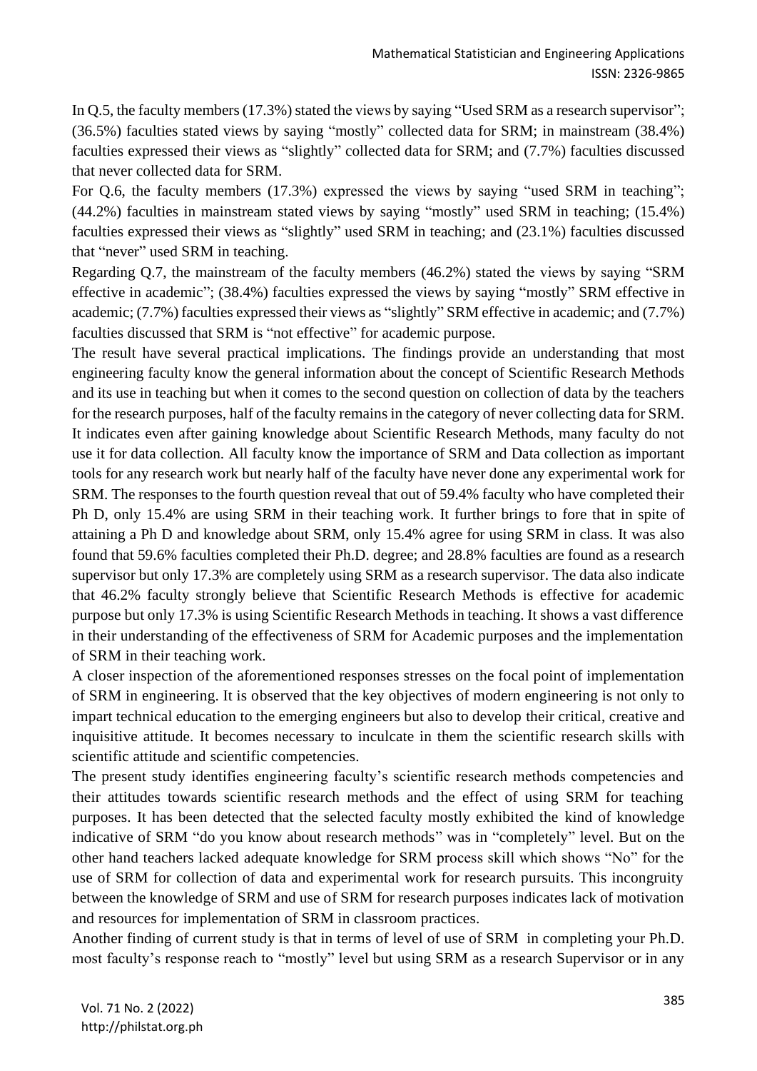In Q.5, the faculty members (17.3%) stated the views by saying "Used SRM as a research supervisor"; (36.5%) faculties stated views by saying "mostly" collected data for SRM; in mainstream (38.4%) faculties expressed their views as "slightly" collected data for SRM; and (7.7%) faculties discussed that never collected data for SRM.

For Q.6, the faculty members (17.3%) expressed the views by saying "used SRM in teaching"; (44.2%) faculties in mainstream stated views by saying "mostly" used SRM in teaching; (15.4%) faculties expressed their views as "slightly" used SRM in teaching; and (23.1%) faculties discussed that "never" used SRM in teaching.

Regarding Q.7, the mainstream of the faculty members (46.2%) stated the views by saying "SRM effective in academic"; (38.4%) faculties expressed the views by saying "mostly" SRM effective in academic; (7.7%) faculties expressed their views as "slightly" SRM effective in academic; and (7.7%) faculties discussed that SRM is "not effective" for academic purpose.

The result have several practical implications. The findings provide an understanding that most engineering faculty know the general information about the concept of Scientific Research Methods and its use in teaching but when it comes to the second question on collection of data by the teachers for the research purposes, half of the faculty remains in the category of never collecting data for SRM. It indicates even after gaining knowledge about Scientific Research Methods, many faculty do not use it for data collection. All faculty know the importance of SRM and Data collection as important tools for any research work but nearly half of the faculty have never done any experimental work for SRM. The responses to the fourth question reveal that out of 59.4% faculty who have completed their Ph D, only 15.4% are using SRM in their teaching work. It further brings to fore that in spite of attaining a Ph D and knowledge about SRM, only 15.4% agree for using SRM in class. It was also found that 59.6% faculties completed their Ph.D. degree; and 28.8% faculties are found as a research supervisor but only 17.3% are completely using SRM as a research supervisor. The data also indicate that 46.2% faculty strongly believe that Scientific Research Methods is effective for academic purpose but only 17.3% is using Scientific Research Methods in teaching. It shows a vast difference in their understanding of the effectiveness of SRM for Academic purposes and the implementation of SRM in their teaching work.

A closer inspection of the aforementioned responses stresses on the focal point of implementation of SRM in engineering. It is observed that the key objectives of modern engineering is not only to impart technical education to the emerging engineers but also to develop their critical, creative and inquisitive attitude. It becomes necessary to inculcate in them the scientific research skills with scientific attitude and scientific competencies.

The present study identifies engineering faculty's scientific research methods competencies and their attitudes towards scientific research methods and the effect of using SRM for teaching purposes. It has been detected that the selected faculty mostly exhibited the kind of knowledge indicative of SRM "do you know about research methods" was in "completely" level. But on the other hand teachers lacked adequate knowledge for SRM process skill which shows "No" for the use of SRM for collection of data and experimental work for research pursuits. This incongruity between the knowledge of SRM and use of SRM for research purposes indicates lack of motivation and resources for implementation of SRM in classroom practices.

Another finding of current study is that in terms of level of use of SRM in completing your Ph.D. most faculty's response reach to "mostly" level but using SRM as a research Supervisor or in any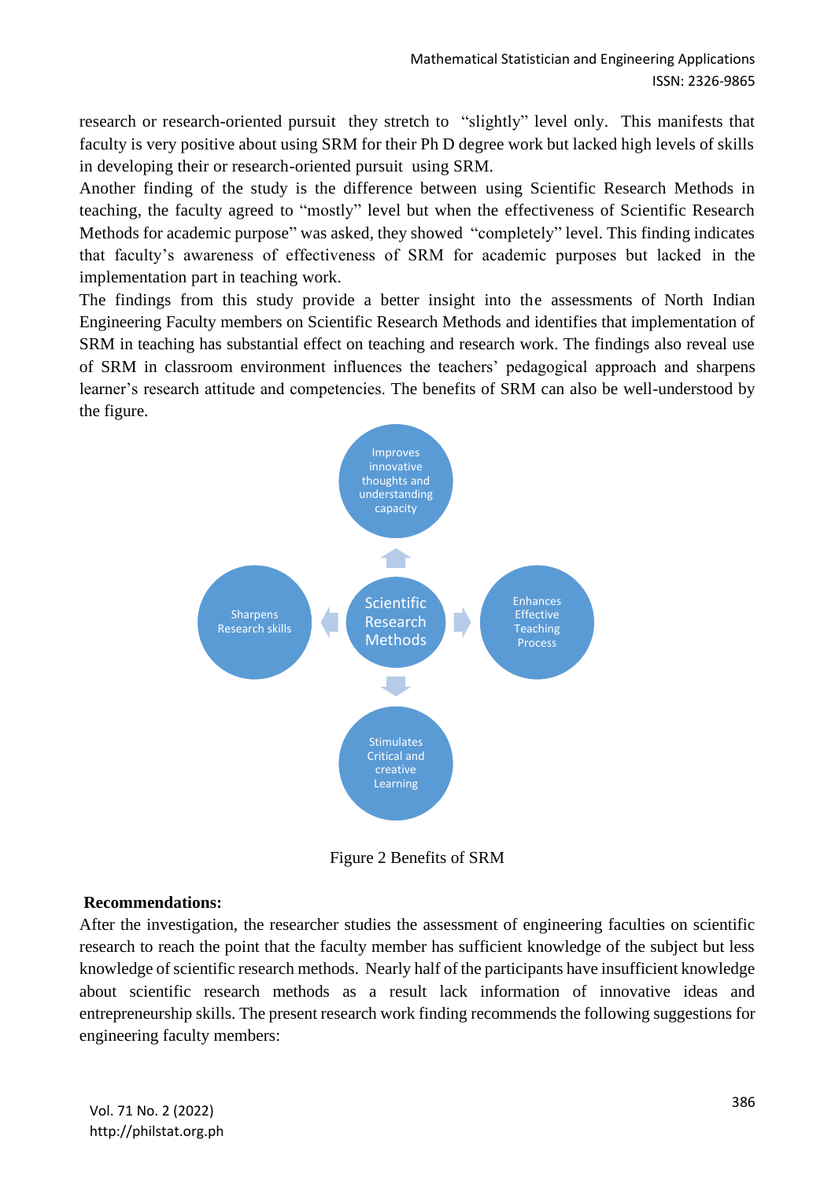research or research-oriented pursuit they stretch to "slightly" level only. This manifests that faculty is very positive about using SRM for their Ph D degree work but lacked high levels of skills in developing their or research-oriented pursuit using SRM.

Another finding of the study is the difference between using Scientific Research Methods in teaching, the faculty agreed to "mostly" level but when the effectiveness of Scientific Research Methods for academic purpose" was asked, they showed "completely" level. This finding indicates that faculty's awareness of effectiveness of SRM for academic purposes but lacked in the implementation part in teaching work.

The findings from this study provide a better insight into the assessments of North Indian Engineering Faculty members on Scientific Research Methods and identifies that implementation of SRM in teaching has substantial effect on teaching and research work. The findings also reveal use of SRM in classroom environment influences the teachers' pedagogical approach and sharpens learner's research attitude and competencies. The benefits of SRM can also be well-understood by the figure.

Scientific Research Methods

Improves innovative thoughts and understanding capacity

Enhances Effective Teaching Process

Stimulates Critical and creative Learning

Sharpens Research skills

Figure 2 Benefits of SRM

**Recommendations:**

After the investigation, the researcher studies the assessment of engineering faculties on scientific research to reach the point that the faculty member has sufficient knowledge of the subject but less knowledge of scientific research methods. Nearly half of the participants have insufficient knowledge about scientific research methods as a result lack information of innovative ideas and entrepreneurship skills. The present research work finding recommends the following suggestions for engineering faculty members: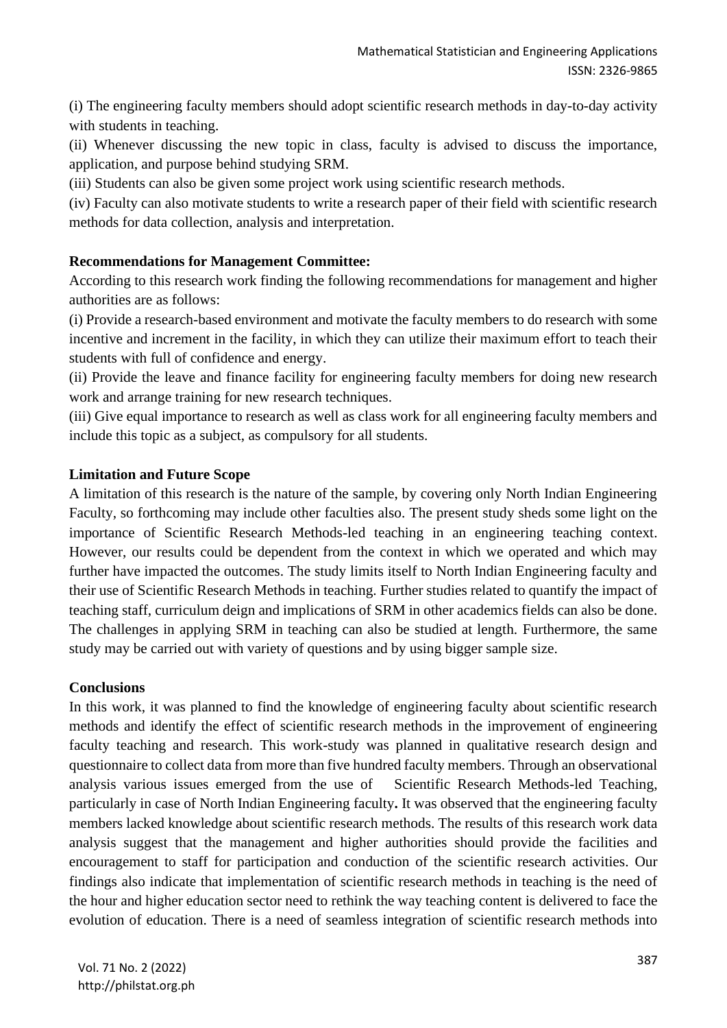(i) The engineering faculty members should adopt scientific research methods in day-to-day activity with students in teaching.

(ii) Whenever discussing the new topic in class, faculty is advised to discuss the importance, application, and purpose behind studying SRM.

(iii) Students can also be given some project work using scientific research methods.

(iv) Faculty can also motivate students to write a research paper of their field with scientific research methods for data collection, analysis and interpretation.

**Recommendations for Management Committee:**

According to this research work finding the following recommendations for management and higher authorities are as follows:

(i) Provide a research-based environment and motivate the faculty members to do research with some incentive and increment in the facility, in which they can utilize their maximum effort to teach their students with full of confidence and energy.

(ii) Provide the leave and finance facility for engineering faculty members for doing new research work and arrange training for new research techniques.

(iii) Give equal importance to research as well as class work for all engineering faculty members and include this topic as a subject, as compulsory for all students.

**Limitation and Future Scope**

A limitation of this research is the nature of the sample, by covering only North Indian Engineering Faculty, so forthcoming may include other faculties also. The present study sheds some light on the importance of Scientific Research Methods-led teaching in an engineering teaching context. However, our results could be dependent from the context in which we operated and which may further have impacted the outcomes. The study limits itself to North Indian Engineering faculty and their use of Scientific Research Methods in teaching. Further studies related to quantify the impact of teaching staff, curriculum deign and implications of SRM in other academics fields can also be done. The challenges in applying SRM in teaching can also be studied at length. Furthermore, the same study may be carried out with variety of questions and by using bigger sample size.

**Conclusions**

In this work, it was planned to find the knowledge of engineering faculty about scientific research methods and identify the effect of scientific research methods in the improvement of engineering faculty teaching and research. This work-study was planned in qualitative research design and questionnaire to collect data from more than five hundred faculty members. Through an observational analysis various issues emerged from the use of Scientific Research Methods-led Teaching, particularly in case of North Indian Engineering faculty**.** It was observed that the engineering faculty members lacked knowledge about scientific research methods. The results of this research work data analysis suggest that the management and higher authorities should provide the facilities and encouragement to staff for participation and conduction of the scientific research activities. Our findings also indicate that implementation of scientific research methods in teaching is the need of the hour and higher education sector need to rethink the way teaching content is delivered to face the evolution of education. There is a need of seamless integration of scientific research methods into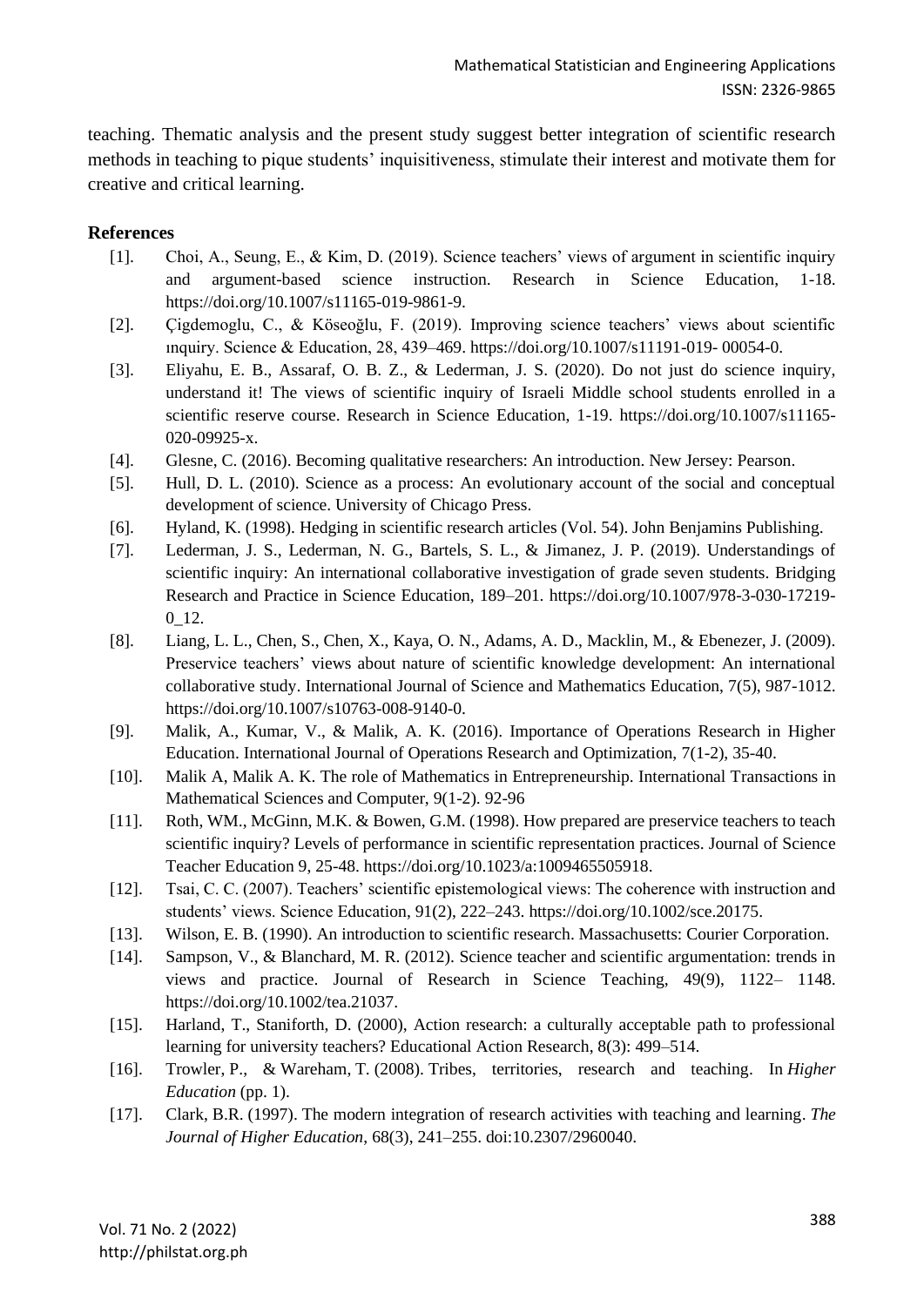teaching. Thematic analysis and the present study suggest better integration of scientific research methods in teaching to pique students' inquisitiveness, stimulate their interest and motivate them for creative and critical learning.

**References**

[1]. Choi, A., Seung, E., & Kim, D. (2019). Science teachers' views of argument in scientific inquiry and argument-based science instruction. Research in Science Education, 1-18. https://doi.org/10.1007/s11165-019-9861-9.

[2]. Çigdemoglu, C., & Köseoğlu, F. (2019). Improving science teachers' views about scientific ınquiry. Science & Education, 28, 439–469. https://doi.org/10.1007/s11191-019- 00054-0.

[3]. Eliyahu, E. B., Assaraf, O. B. Z., & Lederman, J. S. (2020). Do not just do science inquiry, understand it! The views of scientific inquiry of Israeli Middle school students enrolled in a scientific reserve course. Research in Science Education, 1-19. https://doi.org/10.1007/s11165-020-09925-x.

[4]. Glesne, C. (2016). Becoming qualitative researchers: An introduction. New Jersey: Pearson.

[5]. Hull, D. L. (2010). Science as a process: An evolutionary account of the social and conceptual development of science. University of Chicago Press.

[6]. Hyland, K. (1998). Hedging in scientific research articles (Vol. 54). John Benjamins Publishing.

[7]. Lederman, J. S., Lederman, N. G., Bartels, S. L., & Jimanez, J. P. (2019). Understandings of scientific inquiry: An international collaborative investigation of grade seven students. Bridging Research and Practice in Science Education, 189–201. https://doi.org/10.1007/978-3-030-17219-0_12.

[8]. Liang, L. L., Chen, S., Chen, X., Kaya, O. N., Adams, A. D., Macklin, M., & Ebenezer, J. (2009). Preservice teachers' views about nature of scientific knowledge development: An international collaborative study. International Journal of Science and Mathematics Education, 7(5), 987-1012. https://doi.org/10.1007/s10763-008-9140-0.

[9]. Malik, A., Kumar, V., & Malik, A. K. (2016). Importance of Operations Research in Higher Education. International Journal of Operations Research and Optimization, 7(1-2), 35-40.

[10]. Malik A, Malik A. K. The role of Mathematics in Entrepreneurship. International Transactions in Mathematical Sciences and Computer, 9(1-2). 92-96

[11]. Roth, WM., McGinn, M.K. & Bowen, G.M. (1998). How prepared are preservice teachers to teach scientific inquiry? Levels of performance in scientific representation practices. Journal of Science Teacher Education 9, 25-48. https://doi.org/10.1023/a:1009465505918.

[12]. Tsai, C. C. (2007). Teachers' scientific epistemological views: The coherence with instruction and students' views. Science Education, 91(2), 222–243. https://doi.org/10.1002/sce.20175.

[13]. Wilson, E. B. (1990). An introduction to scientific research. Massachusetts: Courier Corporation.

[14]. Sampson, V., & Blanchard, M. R. (2012). Science teacher and scientific argumentation: trends in views and practice. Journal of Research in Science Teaching, 49(9), 1122– 1148. https://doi.org/10.1002/tea.21037.

[15]. Harland, T., Staniforth, D. (2000), Action research: a culturally acceptable path to professional learning for university teachers? Educational Action Research, 8(3): 499–514.

[16]. Trowler, P., & Wareham, T. (2008). Tribes, territories, research and teaching. In *Higher Education* (pp. 1).

[17]. Clark, B.R. (1997). The modern integration of research activities with teaching and learning. *The Journal of Higher Education*, 68(3), 241–255. doi:10.2307/2960040.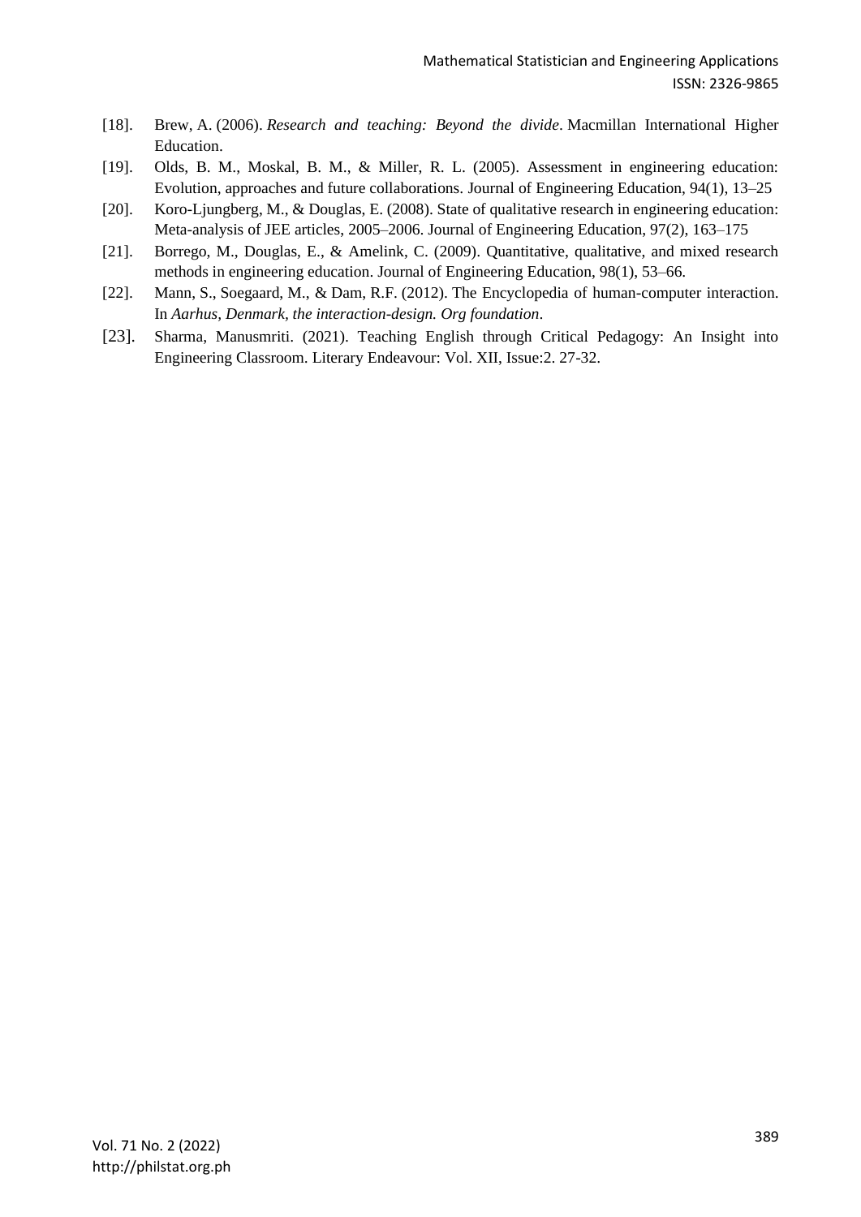[18]. Brew, A. (2006). *Research and teaching: Beyond the divide*. Macmillan International Higher Education.

[19]. Olds, B. M., Moskal, B. M., & Miller, R. L. (2005). Assessment in engineering education: Evolution, approaches and future collaborations. Journal of Engineering Education, 94(1), 13–25

[20]. Koro-Ljungberg, M., & Douglas, E. (2008). State of qualitative research in engineering education: Meta-analysis of JEE articles, 2005–2006. Journal of Engineering Education, 97(2), 163–175

[21]. Borrego, M., Douglas, E., & Amelink, C. (2009). Quantitative, qualitative, and mixed research methods in engineering education. Journal of Engineering Education, 98(1), 53–66.

[22]. Mann, S., Soegaard, M., & Dam, R.F. (2012). The Encyclopedia of human-computer interaction. In *Aarhus, Denmark, the interaction-design. Org foundation*.

[23]. Sharma, Manusmriti. (2021). Teaching English through Critical Pedagogy: An Insight into Engineering Classroom. Literary Endeavour: Vol. XII, Issue:2. 27-32.